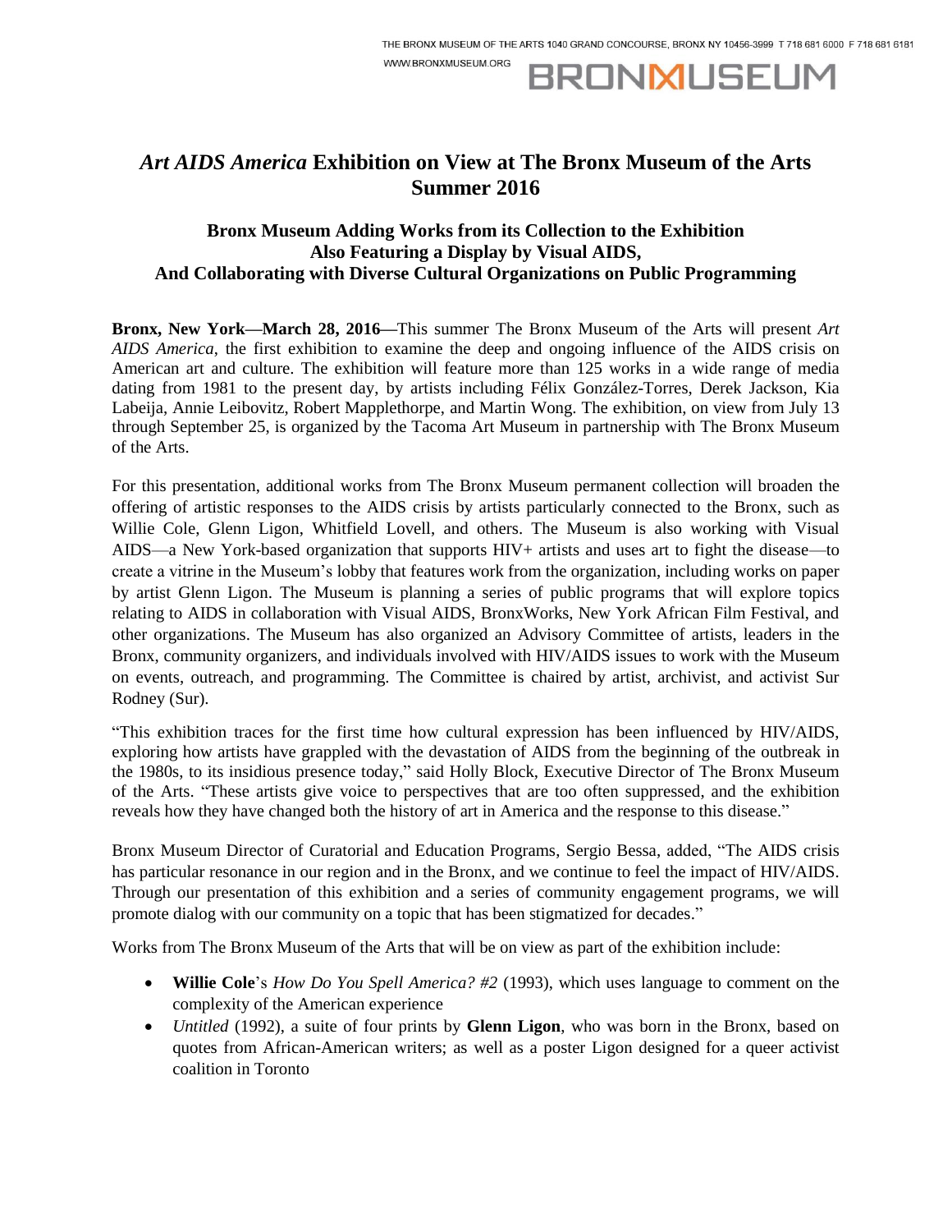THE BRONX MUSEUM OF THE ARTS 1040 GRAND CONCOURSE, BRONX NY 10456-3999 T 718 681 6000 F 718 681 6181
WWW.BRONXMUSEUM.ORG

BRONXMUSEUM

# *Art AIDS America* Exhibition on View at The Bronx Museum of the Arts Summer 2016

### Bronx Museum Adding Works from its Collection to the Exhibition Also Featuring a Display by Visual AIDS, And Collaborating with Diverse Cultural Organizations on Public Programming

**Bronx, New York—March 28, 2016—**This summer The Bronx Museum of the Arts will present *Art AIDS America*, the first exhibition to examine the deep and ongoing influence of the AIDS crisis on American art and culture. The exhibition will feature more than 125 works in a wide range of media dating from 1981 to the present day, by artists including Félix González-Torres, Derek Jackson, Kia Labeija, Annie Leibovitz, Robert Mapplethorpe, and Martin Wong. The exhibition, on view from July 13 through September 25, is organized by the Tacoma Art Museum in partnership with The Bronx Museum of the Arts.

For this presentation, additional works from The Bronx Museum permanent collection will broaden the offering of artistic responses to the AIDS crisis by artists particularly connected to the Bronx, such as Willie Cole, Glenn Ligon, Whitfield Lovell, and others. The Museum is also working with Visual AIDS—a New York-based organization that supports HIV+ artists and uses art to fight the disease—to create a vitrine in the Museum's lobby that features work from the organization, including works on paper by artist Glenn Ligon. The Museum is planning a series of public programs that will explore topics relating to AIDS in collaboration with Visual AIDS, BronxWorks, New York African Film Festival, and other organizations. The Museum has also organized an Advisory Committee of artists, leaders in the Bronx, community organizers, and individuals involved with HIV/AIDS issues to work with the Museum on events, outreach, and programming. The Committee is chaired by artist, archivist, and activist Sur Rodney (Sur).

"This exhibition traces for the first time how cultural expression has been influenced by HIV/AIDS, exploring how artists have grappled with the devastation of AIDS from the beginning of the outbreak in the 1980s, to its insidious presence today," said Holly Block, Executive Director of The Bronx Museum of the Arts. "These artists give voice to perspectives that are too often suppressed, and the exhibition reveals how they have changed both the history of art in America and the response to this disease."

Bronx Museum Director of Curatorial and Education Programs, Sergio Bessa, added, "The AIDS crisis has particular resonance in our region and in the Bronx, and we continue to feel the impact of HIV/AIDS. Through our presentation of this exhibition and a series of community engagement programs, we will promote dialog with our community on a topic that has been stigmatized for decades."

Works from The Bronx Museum of the Arts that will be on view as part of the exhibition include:

- **Willie Cole**'s *How Do You Spell America? #2* (1993), which uses language to comment on the complexity of the American experience
- *Untitled* (1992), a suite of four prints by **Glenn Ligon**, who was born in the Bronx, based on quotes from African-American writers; as well as a poster Ligon designed for a queer activist coalition in Toronto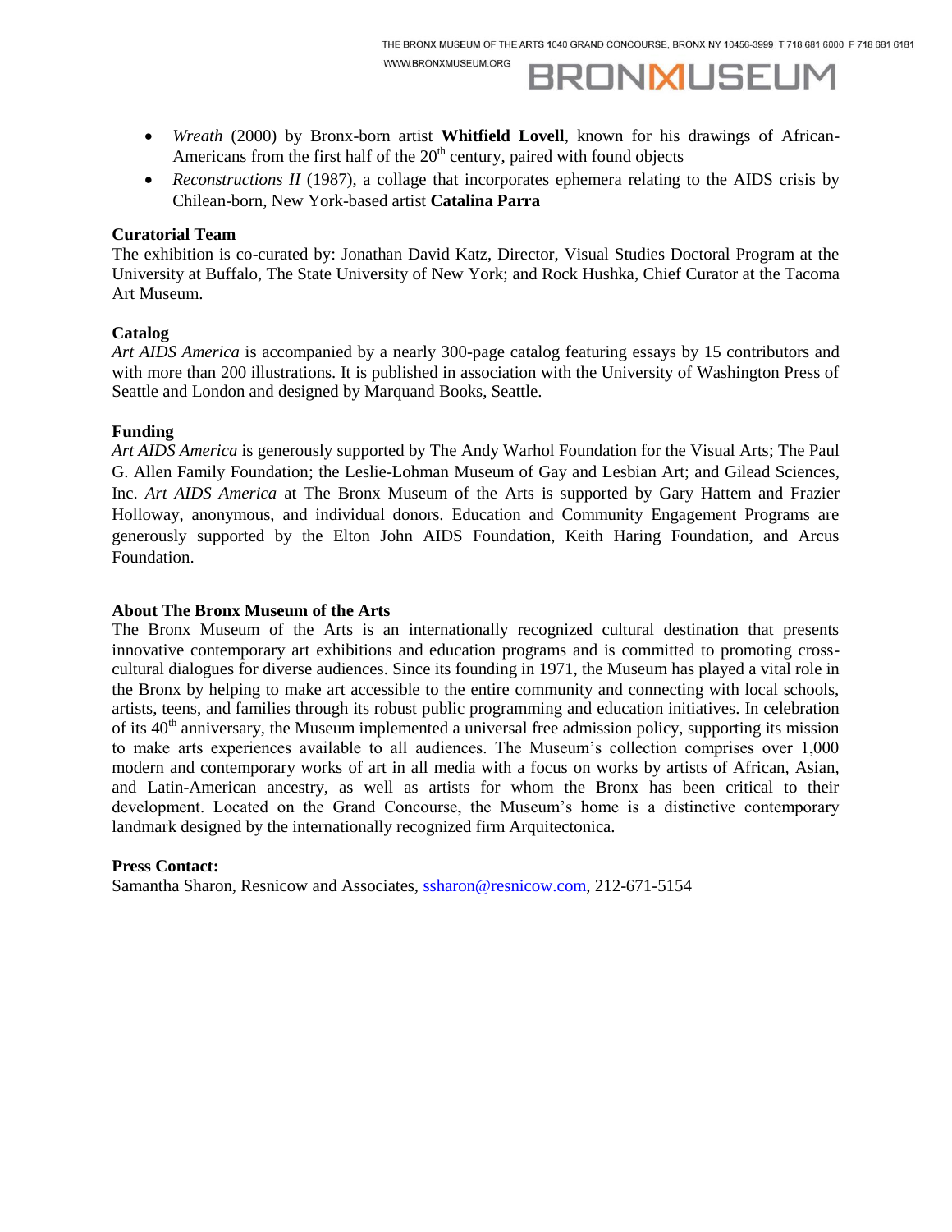- *Wreath* (2000) by Bronx-born artist **Whitfield Lovell**, known for his drawings of African-Americans from the first half of the 20th century, paired with found objects
- *Reconstructions II* (1987), a collage that incorporates ephemera relating to the AIDS crisis by Chilean-born, New York-based artist **Catalina Parra**

**Curatorial Team**

The exhibition is co-curated by: Jonathan David Katz, Director, Visual Studies Doctoral Program at the University at Buffalo, The State University of New York; and Rock Hushka, Chief Curator at the Tacoma Art Museum.

**Catalog**

*Art AIDS America* is accompanied by a nearly 300-page catalog featuring essays by 15 contributors and with more than 200 illustrations. It is published in association with the University of Washington Press of Seattle and London and designed by Marquand Books, Seattle.

**Funding**

*Art AIDS America* is generously supported by The Andy Warhol Foundation for the Visual Arts; The Paul G. Allen Family Foundation; the Leslie-Lohman Museum of Gay and Lesbian Art; and Gilead Sciences, Inc. *Art AIDS America* at The Bronx Museum of the Arts is supported by Gary Hattem and Frazier Holloway, anonymous, and individual donors. Education and Community Engagement Programs are generously supported by the Elton John AIDS Foundation, Keith Haring Foundation, and Arcus Foundation.

**About The Bronx Museum of the Arts**

The Bronx Museum of the Arts is an internationally recognized cultural destination that presents innovative contemporary art exhibitions and education programs and is committed to promoting cross-cultural dialogues for diverse audiences. Since its founding in 1971, the Museum has played a vital role in the Bronx by helping to make art accessible to the entire community and connecting with local schools, artists, teens, and families through its robust public programming and education initiatives. In celebration of its 40th anniversary, the Museum implemented a universal free admission policy, supporting its mission to make arts experiences available to all audiences. The Museum's collection comprises over 1,000 modern and contemporary works of art in all media with a focus on works by artists of African, Asian, and Latin-American ancestry, as well as artists for whom the Bronx has been critical to their development. Located on the Grand Concourse, the Museum's home is a distinctive contemporary landmark designed by the internationally recognized firm Arquitectonica.

**Press Contact:**

Samantha Sharon, Resnicow and Associates, ssharon@resnicow.com, 212-671-5154